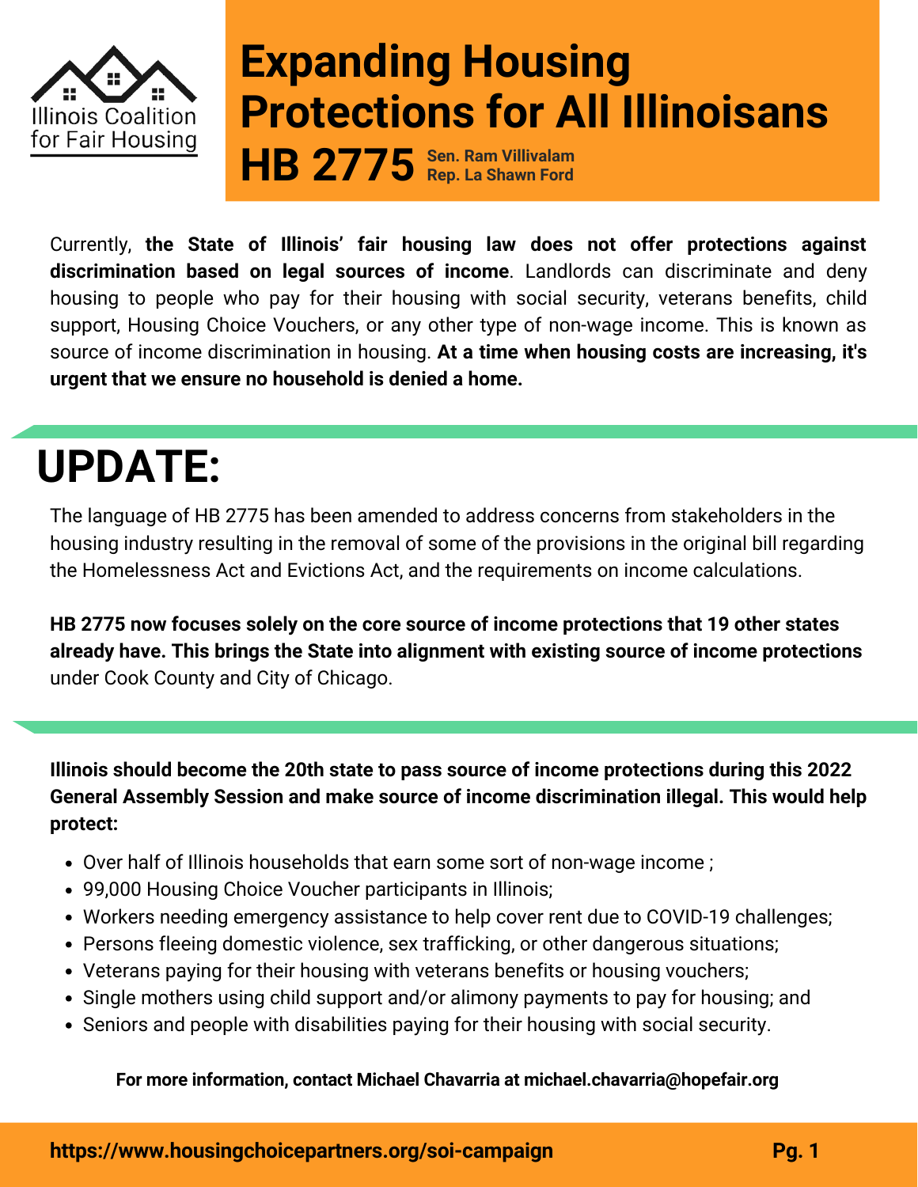Illinois Coalition for Fair Housing

# Expanding Housing Protections for All Illinoisans

## HB 2775

**Sen. Ram Villivalam**
**Rep. La Shawn Ford**

Currently, **the State of Illinois' fair housing law does not offer protections against discrimination based on legal sources of income**. Landlords can discriminate and deny housing to people who pay for their housing with social security, veterans benefits, child support, Housing Choice Vouchers, or any other type of non-wage income. This is known as source of income discrimination in housing. **At a time when housing costs are increasing, it's urgent that we ensure no household is denied a home.**

# UPDATE:

The language of HB 2775 has been amended to address concerns from stakeholders in the housing industry resulting in the removal of some of the provisions in the original bill regarding the Homelessness Act and Evictions Act, and the requirements on income calculations.

**HB 2775 now focuses solely on the core source of income protections that 19 other states already have. This brings the State into alignment with existing source of income protections** under Cook County and City of Chicago.

**Illinois should become the 20th state to pass source of income protections during this 2022 General Assembly Session and make source of income discrimination illegal. This would help protect:**

- Over half of Illinois households that earn some sort of non-wage income ;
- 99,000 Housing Choice Voucher participants in Illinois;
- Workers needing emergency assistance to help cover rent due to COVID-19 challenges;
- Persons fleeing domestic violence, sex trafficking, or other dangerous situations;
- Veterans paying for their housing with veterans benefits or housing vouchers;
- Single mothers using child support and/or alimony payments to pay for housing; and
- Seniors and people with disabilities paying for their housing with social security.

**For more information, contact Michael Chavarria at michael.chavarria@hopefair.org**

**https://www.housingchoicepartners.org/soi-campaign**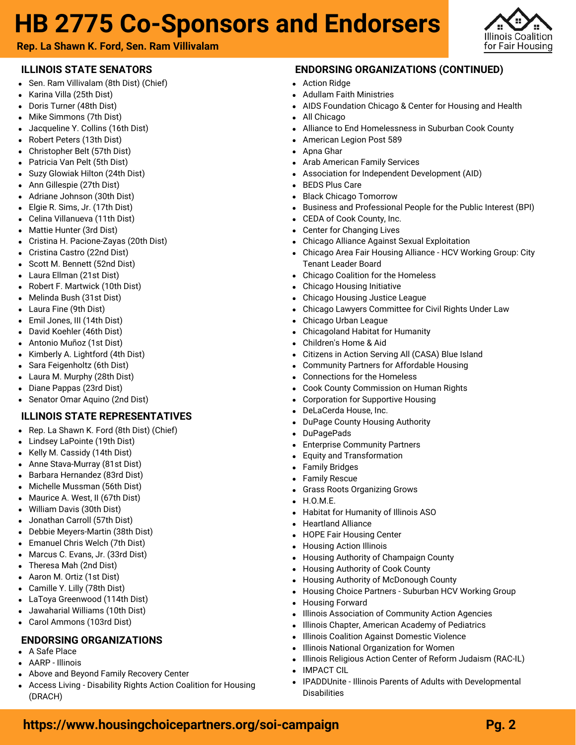# HB 2775 Co-Sponsors and Endorsers

**Rep. La Shawn K. Ford, Sen. Ram Villivalam**

Illinois Coalition for Fair Housing

## ILLINOIS STATE SENATORS

- Sen. Ram Villivalam (8th Dist) (Chief)
- Karina Villa (25th Dist)
- Doris Turner (48th Dist)
- Mike Simmons (7th Dist)
- Jacqueline Y. Collins (16th Dist)
- Robert Peters (13th Dist)
- Christopher Belt (57th Dist)
- Patricia Van Pelt (5th Dist)
- Suzy Glowiak Hilton (24th Dist)
- Ann Gillespie (27th Dist)
- Adriane Johnson (30th Dist)
- Elgie R. Sims, Jr. (17th Dist)
- Celina Villanueva (11th Dist)
- Mattie Hunter (3rd Dist)
- Cristina H. Pacione-Zayas (20th Dist)
- Cristina Castro (22nd Dist)
- Scott M. Bennett (52nd Dist)
- Laura Ellman (21st Dist)
- Robert F. Martwick (10th Dist)
- Melinda Bush (31st Dist)
- Laura Fine (9th Dist)
- Emil Jones, III (14th Dist)
- David Koehler (46th Dist)
- Antonio Muñoz (1st Dist)
- Kimberly A. Lightford (4th Dist)
- Sara Feigenholtz (6th Dist)
- Laura M. Murphy (28th Dist)
- Diane Pappas (23rd Dist)
- Senator Omar Aquino (2nd Dist)

## ILLINOIS STATE REPRESENTATIVES

- Rep. La Shawn K. Ford (8th Dist) (Chief)
- Lindsey LaPointe (19th Dist)
- Kelly M. Cassidy (14th Dist)
- Anne Stava-Murray (81st Dist)
- Barbara Hernandez (83rd Dist)
- Michelle Mussman (56th Dist)
- Maurice A. West, II (67th Dist)
- William Davis (30th Dist)
- Jonathan Carroll (57th Dist)
- Debbie Meyers-Martin (38th Dist)
- Emanuel Chris Welch (7th Dist)
- Marcus C. Evans, Jr. (33rd Dist)
- Theresa Mah (2nd Dist)
- Aaron M. Ortiz (1st Dist)
- Camille Y. Lilly (78th Dist)
- LaToya Greenwood (114th Dist)
- Jawaharial Williams (10th Dist)
- Carol Ammons (103rd Dist)

## ENDORSING ORGANIZATIONS

- A Safe Place
- AARP - Illinois
- Above and Beyond Family Recovery Center
- Access Living - Disability Rights Action Coalition for Housing (DRACH)

## ENDORSING ORGANIZATIONS (CONTINUED)

- Action Ridge
- Adullam Faith Ministries
- AIDS Foundation Chicago & Center for Housing and Health
- All Chicago
- Alliance to End Homelessness in Suburban Cook County
- American Legion Post 589
- Apna Ghar
- Arab American Family Services
- Association for Independent Development (AID)
- BEDS Plus Care
- Black Chicago Tomorrow
- Business and Professional People for the Public Interest (BPI)
- CEDA of Cook County, Inc.
- Center for Changing Lives
- Chicago Alliance Against Sexual Exploitation
- Chicago Area Fair Housing Alliance - HCV Working Group: City Tenant Leader Board
- Chicago Coalition for the Homeless
- Chicago Housing Initiative
- Chicago Housing Justice League
- Chicago Lawyers Committee for Civil Rights Under Law
- Chicago Urban League
- Chicagoland Habitat for Humanity
- Children's Home & Aid
- Citizens in Action Serving All (CASA) Blue Island
- Community Partners for Affordable Housing
- Connections for the Homeless
- Cook County Commission on Human Rights
- Corporation for Supportive Housing
- DeLaCerda House, Inc.
- DuPage County Housing Authority
- DuPagePads
- Enterprise Community Partners
- Equity and Transformation
- Family Bridges
- Family Rescue
- Grass Roots Organizing Grows
- H.O.M.E.
- Habitat for Humanity of Illinois ASO
- Heartland Alliance
- HOPE Fair Housing Center
- Housing Action Illinois
- Housing Authority of Champaign County
- Housing Authority of Cook County
- Housing Authority of McDonough County
- Housing Choice Partners - Suburban HCV Working Group
- Housing Forward
- Illinois Association of Community Action Agencies
- Illinois Chapter, American Academy of Pediatrics
- Illinois Coalition Against Domestic Violence
- Illinois National Organization for Women
- Illinois Religious Action Center of Reform Judaism (RAC-IL)
- IMPACT CIL
- IPADDUnite - Illinois Parents of Adults with Developmental Disabilities

**https://www.housingchoicepartners.org/soi-campaign**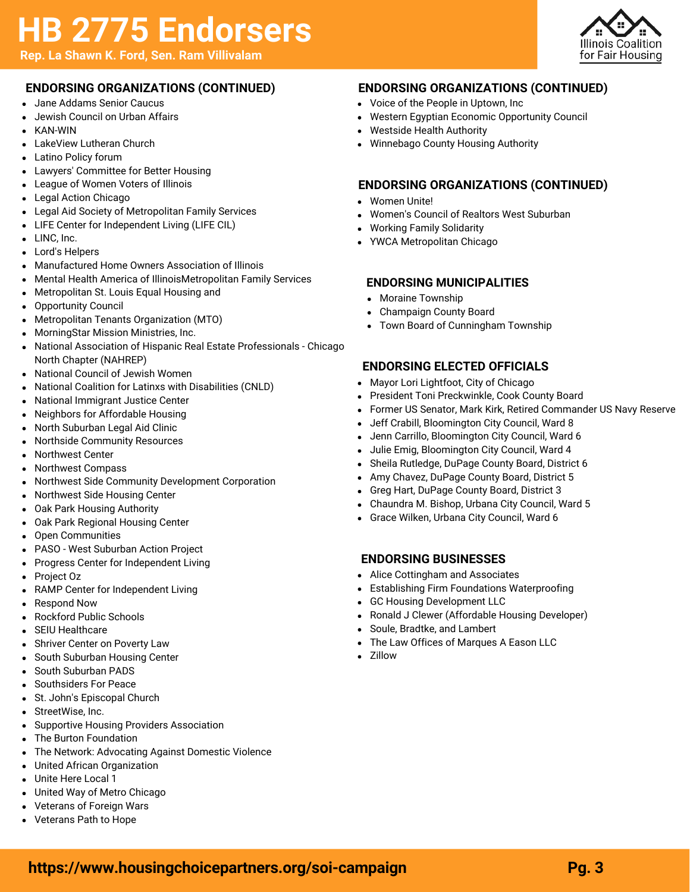# HB 2775 Endorsers

**Rep. La Shawn K. Ford, Sen. Ram Villivalam**

Illinois Coalition for Fair Housing

## ENDORSING ORGANIZATIONS (CONTINUED)

- Jane Addams Senior Caucus
- Jewish Council on Urban Affairs
- KAN-WIN
- LakeView Lutheran Church
- Latino Policy forum
- Lawyers' Committee for Better Housing
- League of Women Voters of Illinois
- Legal Action Chicago
- Legal Aid Society of Metropolitan Family Services
- LIFE Center for Independent Living (LIFE CIL)
- LINC, Inc.
- Lord's Helpers
- Manufactured Home Owners Association of Illinois
- Mental Health America of IllinoisMetropolitan Family Services
- Metropolitan St. Louis Equal Housing and
- Opportunity Council
- Metropolitan Tenants Organization (MTO)
- MorningStar Mission Ministries, Inc.
- National Association of Hispanic Real Estate Professionals - Chicago North Chapter (NAHREP)
- National Council of Jewish Women
- National Coalition for Latinxs with Disabilities (CNLD)
- National Immigrant Justice Center
- Neighbors for Affordable Housing
- North Suburban Legal Aid Clinic
- Northside Community Resources
- Northwest Center
- Northwest Compass
- Northwest Side Community Development Corporation
- Northwest Side Housing Center
- Oak Park Housing Authority
- Oak Park Regional Housing Center
- Open Communities
- PASO - West Suburban Action Project
- Progress Center for Independent Living
- Project Oz
- RAMP Center for Independent Living
- Respond Now
- Rockford Public Schools
- SEIU Healthcare
- Shriver Center on Poverty Law
- South Suburban Housing Center
- South Suburban PADS
- Southsiders For Peace
- St. John's Episcopal Church
- StreetWise, Inc.
- Supportive Housing Providers Association
- The Burton Foundation
- The Network: Advocating Against Domestic Violence
- United African Organization
- Unite Here Local 1
- United Way of Metro Chicago
- Veterans of Foreign Wars
- Veterans Path to Hope

## ENDORSING ORGANIZATIONS (CONTINUED)

- Voice of the People in Uptown, Inc
- Western Egyptian Economic Opportunity Council
- Westside Health Authority
- Winnebago County Housing Authority

## ENDORSING ORGANIZATIONS (CONTINUED)

- Women Unite!
- Women's Council of Realtors West Suburban
- Working Family Solidarity
- YWCA Metropolitan Chicago

## ENDORSING MUNICIPALITIES

- Moraine Township
- Champaign County Board
- Town Board of Cunningham Township

## ENDORSING ELECTED OFFICIALS

- Mayor Lori Lightfoot, City of Chicago
- President Toni Preckwinkle, Cook County Board
- Former US Senator, Mark Kirk, Retired Commander US Navy Reserve
- Jeff Crabill, Bloomington City Council, Ward 8
- Jenn Carrillo, Bloomington City Council, Ward 6
- Julie Emig, Bloomington City Council, Ward 4
- Sheila Rutledge, DuPage County Board, District 6
- Amy Chavez, DuPage County Board, District 5
- Greg Hart, DuPage County Board, District 3
- Chaundra M. Bishop, Urbana City Council, Ward 5
- Grace Wilken, Urbana City Council, Ward 6

## ENDORSING BUSINESSES

- Alice Cottingham and Associates
- Establishing Firm Foundations Waterproofing
- GC Housing Development LLC
- Ronald J Clewer (Affordable Housing Developer)
- Soule, Bradtke, and Lambert
- The Law Offices of Marques A Eason LLC
- Zillow

**https://www.housingchoicepartners.org/soi-campaign**